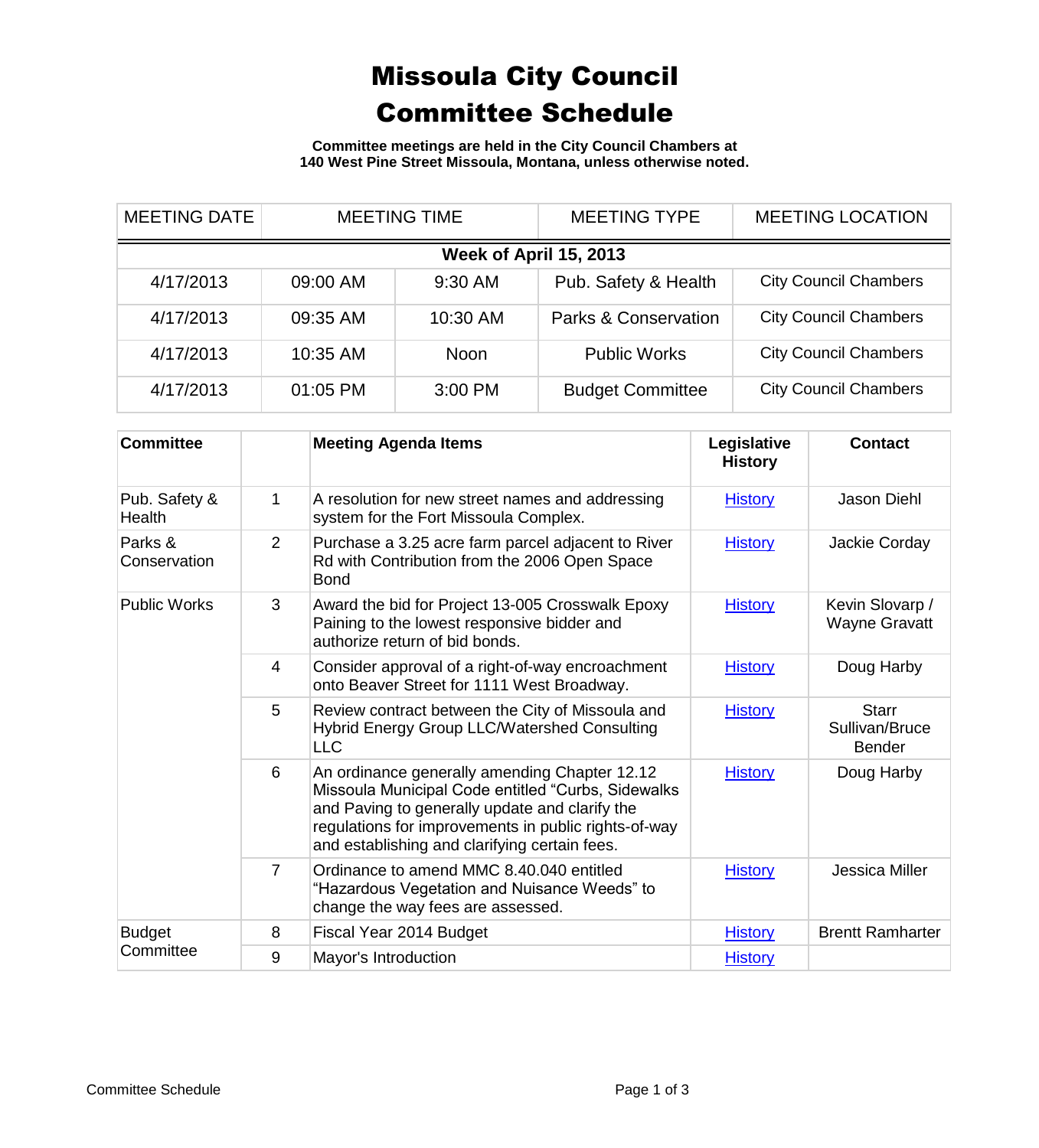# Missoula City Council
# Committee Schedule

**Committee meetings are held in the City Council Chambers at 140 West Pine Street Missoula, Montana, unless otherwise noted.**

| MEETING DATE | MEETING TIME | | MEETING TYPE | MEETING LOCATION |
|---|---|---|---|---|
| **Week of April 15, 2013** | | | | |
| 4/17/2013 | 09:00 AM | 9:30 AM | Pub. Safety & Health | City Council Chambers |
| 4/17/2013 | 09:35 AM | 10:30 AM | Parks & Conservation | City Council Chambers |
| 4/17/2013 | 10:35 AM | Noon | Public Works | City Council Chambers |
| 4/17/2013 | 01:05 PM | 3:00 PM | Budget Committee | City Council Chambers |

| Committee | | Meeting Agenda Items | Legislative History | Contact |
|---|---|---|---|---|
| Pub. Safety & Health | 1 | A resolution for new street names and addressing system for the Fort Missoula Complex. | History | Jason Diehl |
| Parks & Conservation | 2 | Purchase a 3.25 acre farm parcel adjacent to River Rd with Contribution from the 2006 Open Space Bond | History | Jackie Corday |
| Public Works | 3 | Award the bid for Project 13-005 Crosswalk Epoxy Paining to the lowest responsive bidder and authorize return of bid bonds. | History | Kevin Slovarp / Wayne Gravatt |
| | 4 | Consider approval of a right-of-way encroachment onto Beaver Street for 1111 West Broadway. | History | Doug Harby |
| | 5 | Review contract between the City of Missoula and Hybrid Energy Group LLC/Watershed Consulting LLC | History | Starr Sullivan/Bruce Bender |
| | 6 | An ordinance generally amending Chapter 12.12 Missoula Municipal Code entitled “Curbs, Sidewalks and Paving to generally update and clarify the regulations for improvements in public rights-of-way and establishing and clarifying certain fees. | History | Doug Harby |
| | 7 | Ordinance to amend MMC 8.40.040 entitled “Hazardous Vegetation and Nuisance Weeds” to change the way fees are assessed. | History | Jessica Miller |
| Budget Committee | 8 | Fiscal Year 2014 Budget | History | Brentt Ramharter |
| | 9 | Mayor's Introduction | History | |

Committee Schedule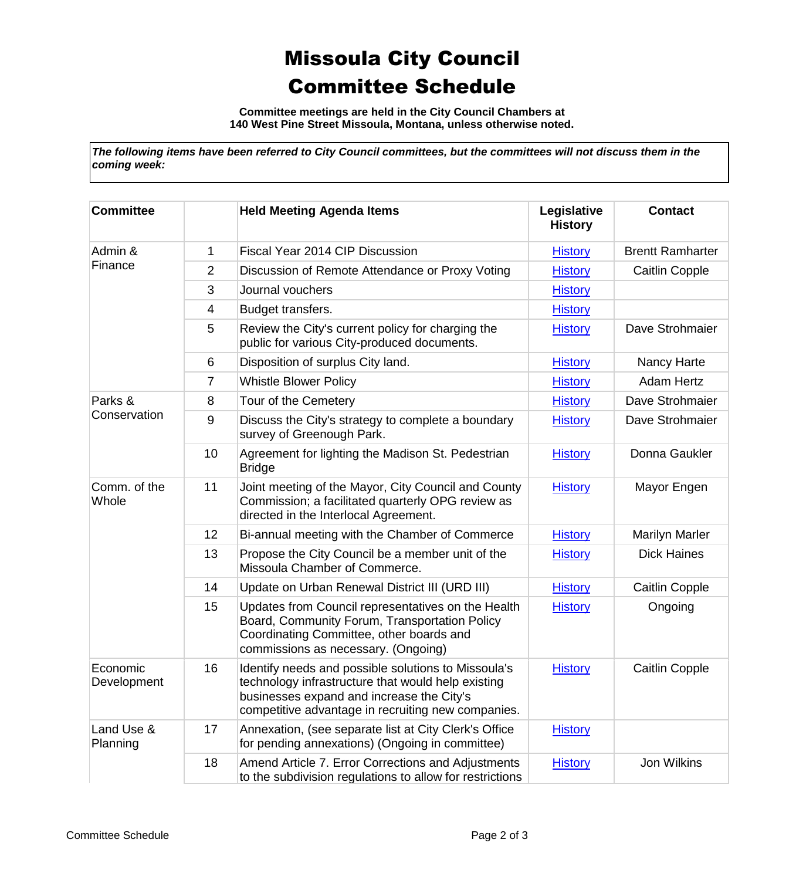# Missoula City Council
# Committee Schedule

**Committee meetings are held in the City Council Chambers at 140 West Pine Street Missoula, Montana, unless otherwise noted.**

***The following items have been referred to City Council committees, but the committees will not discuss them in the coming week:***

| Committee | | Held Meeting Agenda Items | Legislative History | Contact |
|---|---|---|---|---|
| Admin & Finance | 1 | Fiscal Year 2014 CIP Discussion | History | Brentt Ramharter |
| | 2 | Discussion of Remote Attendance or Proxy Voting | History | Caitlin Copple |
| | 3 | Journal vouchers | History | |
| | 4 | Budget transfers. | History | |
| | 5 | Review the City's current policy for charging the public for various City-produced documents. | History | Dave Strohmaier |
| | 6 | Disposition of surplus City land. | History | Nancy Harte |
| | 7 | Whistle Blower Policy | History | Adam Hertz |
| Parks & Conservation | 8 | Tour of the Cemetery | History | Dave Strohmaier |
| | 9 | Discuss the City's strategy to complete a boundary survey of Greenough Park. | History | Dave Strohmaier |
| | 10 | Agreement for lighting the Madison St. Pedestrian Bridge | History | Donna Gaukler |
| Comm. of the Whole | 11 | Joint meeting of the Mayor, City Council and County Commission; a facilitated quarterly OPG review as directed in the Interlocal Agreement. | History | Mayor Engen |
| | 12 | Bi-annual meeting with the Chamber of Commerce | History | Marilyn Marler |
| | 13 | Propose the City Council be a member unit of the Missoula Chamber of Commerce. | History | Dick Haines |
| | 14 | Update on Urban Renewal District III (URD III) | History | Caitlin Copple |
| | 15 | Updates from Council representatives on the Health Board, Community Forum, Transportation Policy Coordinating Committee, other boards and commissions as necessary. (Ongoing) | History | Ongoing |
| Economic Development | 16 | Identify needs and possible solutions to Missoula's technology infrastructure that would help existing businesses expand and increase the City's competitive advantage in recruiting new companies. | History | Caitlin Copple |
| Land Use & Planning | 17 | Annexation, (see separate list at City Clerk's Office for pending annexations) (Ongoing in committee) | History | |
| | 18 | Amend Article 7. Error Corrections and Adjustments to the subdivision regulations to allow for restrictions | History | Jon Wilkins |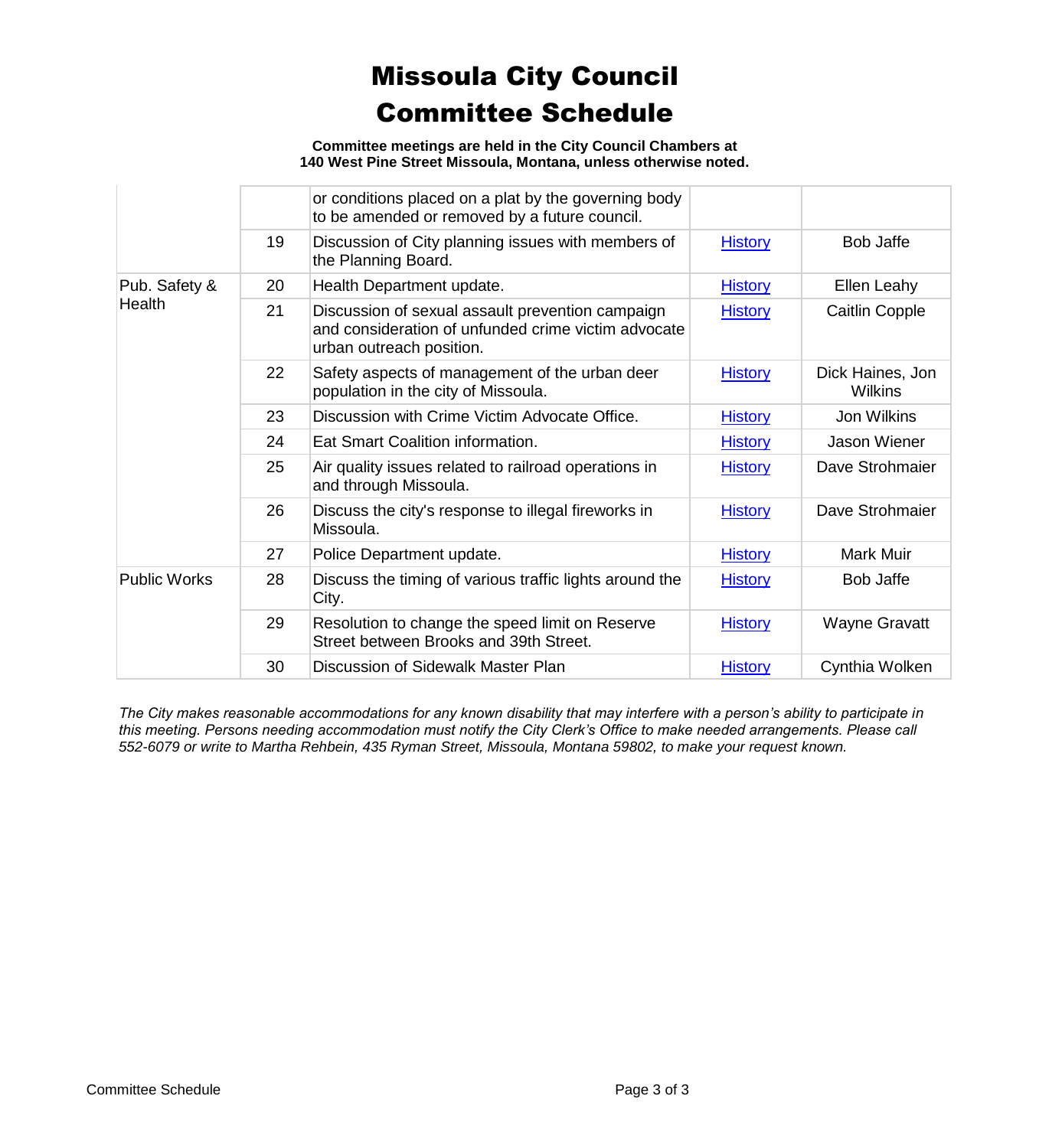# Missoula City Council Committee Schedule

**Committee meetings are held in the City Council Chambers at 140 West Pine Street Missoula, Montana, unless otherwise noted.**

| | | | | |
|---|---|---|---|---|
| | | or conditions placed on a plat by the governing body to be amended or removed by a future council. | | |
| | 19 | Discussion of City planning issues with members of the Planning Board. | History | Bob Jaffe |
| Pub. Safety & Health | 20 | Health Department update. | History | Ellen Leahy |
| | 21 | Discussion of sexual assault prevention campaign and consideration of unfunded crime victim advocate urban outreach position. | History | Caitlin Copple |
| | 22 | Safety aspects of management of the urban deer population in the city of Missoula. | History | Dick Haines, Jon Wilkins |
| | 23 | Discussion with Crime Victim Advocate Office. | History | Jon Wilkins |
| | 24 | Eat Smart Coalition information. | History | Jason Wiener |
| | 25 | Air quality issues related to railroad operations in and through Missoula. | History | Dave Strohmaier |
| | 26 | Discuss the city's response to illegal fireworks in Missoula. | History | Dave Strohmaier |
| | 27 | Police Department update. | History | Mark Muir |
| Public Works | 28 | Discuss the timing of various traffic lights around the City. | History | Bob Jaffe |
| | 29 | Resolution to change the speed limit on Reserve Street between Brooks and 39th Street. | History | Wayne Gravatt |
| | 30 | Discussion of Sidewalk Master Plan | History | Cynthia Wolken |

*The City makes reasonable accommodations for any known disability that may interfere with a person's ability to participate in this meeting. Persons needing accommodation must notify the City Clerk's Office to make needed arrangements. Please call 552-6079 or write to Martha Rehbein, 435 Ryman Street, Missoula, Montana 59802, to make your request known.*